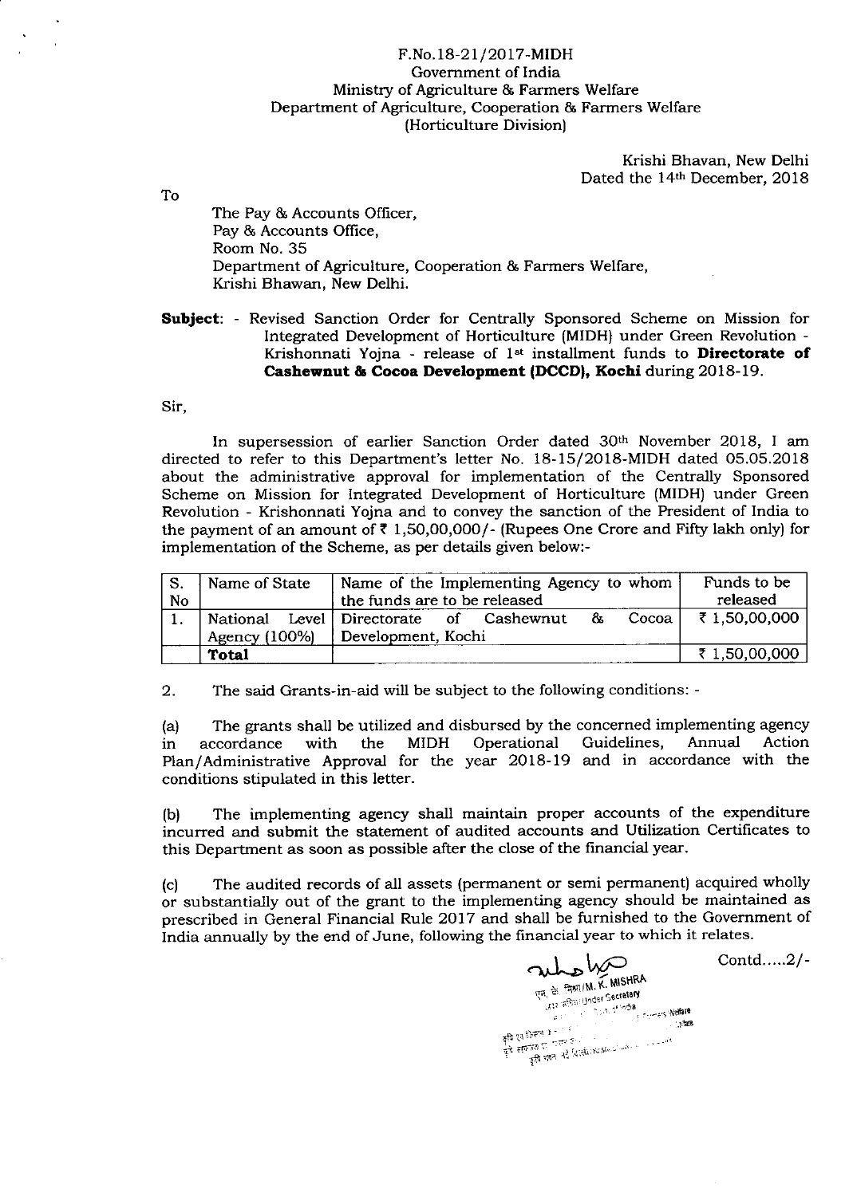F.No.18-21/2017-MIDH
Government of India
Ministry of Agriculture & Farmers Welfare
Department of Agriculture, Cooperation & Farmers Welfare
(Horticulture Division)

Krishi Bhavan, New Delhi
Dated the 14th December, 2018

To

The Pay & Accounts Officer,
Pay & Accounts Office,
Room No. 35
Department of Agriculture, Cooperation & Farmers Welfare,
Krishi Bhavan, New Delhi.

**Subject**: - Revised Sanction Order for Centrally Sponsored Scheme on Mission for Integrated Development of Horticulture (MIDH) under Green Revolution - Krishonnati Yojna - release of 1st installment funds to **Directorate of Cashewnut & Cocoa Development (DCCD), Kochi** during 2018-19.

Sir,

In supersession of earlier Sanction Order dated 30th November 2018, I am directed to refer to this Department's letter No. 18-15/2018-MIDH dated 05.05.2018 about the administrative approval for implementation of the Centrally Sponsored Scheme on Mission for Integrated Development of Horticulture (MIDH) under Green Revolution - Krishonnati Yojna and to convey the sanction of the President of India to the payment of an amount of ₹ 1,50,00,000/- (Rupees One Crore and Fifty lakh only) for implementation of the Scheme, as per details given below:-

| S. No | Name of State | Name of the Implementing Agency to whom the funds are to be released | Funds to be released |
|---|---|---|---|
| 1. | National Level Agency (100%) | Directorate of Cashewnut & Cocoa Development, Kochi | ₹ 1,50,00,000 |
| | **Total** | | ₹ 1,50,00,000 |

2. The said Grants-in-aid will be subject to the following conditions: -

(a) The grants shall be utilized and disbursed by the concerned implementing agency in accordance with the MIDH Operational Guidelines, Annual Action Plan/Administrative Approval for the year 2018-19 and in accordance with the conditions stipulated in this letter.

(b) The implementing agency shall maintain proper accounts of the expenditure incurred and submit the statement of audited accounts and Utilization Certificates to this Department as soon as possible after the close of the financial year.

(c) The audited records of all assets (permanent or semi permanent) acquired wholly or substantially out of the grant to the implementing agency should be maintained as prescribed in General Financial Rule 2017 and shall be furnished to the Government of India annually by the end of June, following the financial year to which it relates.

M. K. MISHRA
Under Secretary

Contd.....2/-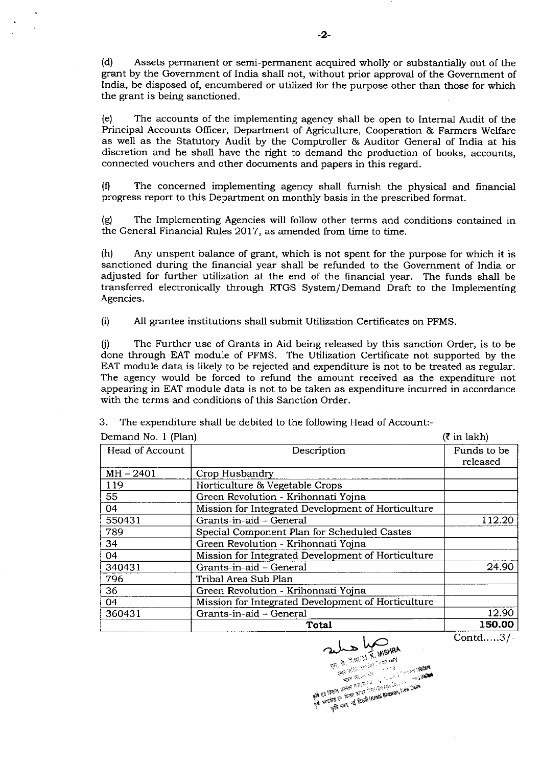(d) Assets permanent or semi-permanent acquired wholly or substantially out of the grant by the Government of India shall not, without prior approval of the Government of India, be disposed of, encumbered or utilized for the purpose other than those for which the grant is being sanctioned.

(e) The accounts of the implementing agency shall be open to Internal Audit of the Principal Accounts Officer, Department of Agriculture, Cooperation & Farmers Welfare as well as the Statutory Audit by the Comptroller & Auditor General of India at his discretion and he shall have the right to demand the production of books, accounts, connected vouchers and other documents and papers in this regard.

(f) The concerned implementing agency shall furnish the physical and financial progress report to this Department on monthly basis in the prescribed format.

(g) The Implementing Agencies will follow other terms and conditions contained in the General Financial Rules 2017, as amended from time to time.

(h) Any unspent balance of grant, which is not spent for the purpose for which it is sanctioned during the financial year shall be refunded to the Government of India or adjusted for further utilization at the end of the financial year. The funds shall be transferred electronically through RTGS System/Demand Draft to the Implementing Agencies.

(i) All grantee institutions shall submit Utilization Certificates on PFMS.

(j) The Further use of Grants in Aid being released by this sanction Order, is to be done through EAT module of PFMS. The Utilization Certificate not supported by the EAT module data is likely to be rejected and expenditure is not to be treated as regular. The agency would be forced to refund the amount received as the expenditure not appearing in EAT module data is not to be taken as expenditure incurred in accordance with the terms and conditions of this Sanction Order.

3. The expenditure shall be debited to the following Head of Account:-

Demand No. 1 (Plan) (₹ in lakh)

| Head of Account | Description | Funds to be released |
|---|---|---|
| MH – 2401 | Crop Husbandry | |
| 119 | Horticulture & Vegetable Crops | |
| 55 | Green Revolution - Krihonnati Yojna | |
| 04 | Mission for Integrated Development of Horticulture | |
| 550431 | Grants-in-aid – General | 112.20 |
| 789 | Special Component Plan for Scheduled Castes | |
| 34 | Green Revolution - Krihonnati Yojna | |
| 04 | Mission for Integrated Development of Horticulture | |
| 340431 | Grants-in-aid – General | 24.90 |
| 796 | Tribal Area Sub Plan | |
| 36 | Green Revolution - Krihonnati Yojna | |
| 04 | Mission for Integrated Development of Horticulture | |
| 360431 | Grants-in-aid – General | 12.90 |
| | **Total** | **150.00** |

Contd.....3/-

एम. के. मिश्रा/M. K. MISHRA
अवर सचिव/Under Secretary
कृषि एवं किसान कल्याण मंत्रालय/Ministry of Agriculture & Farmers Welfare
कृषि सहकारिता एवं किसान कल्याण विभाग/Deptt. of Agri. Coop. & Farmers Welfare
कृषि भवन, नई दिल्ली/Krishi Bhawan, New Delhi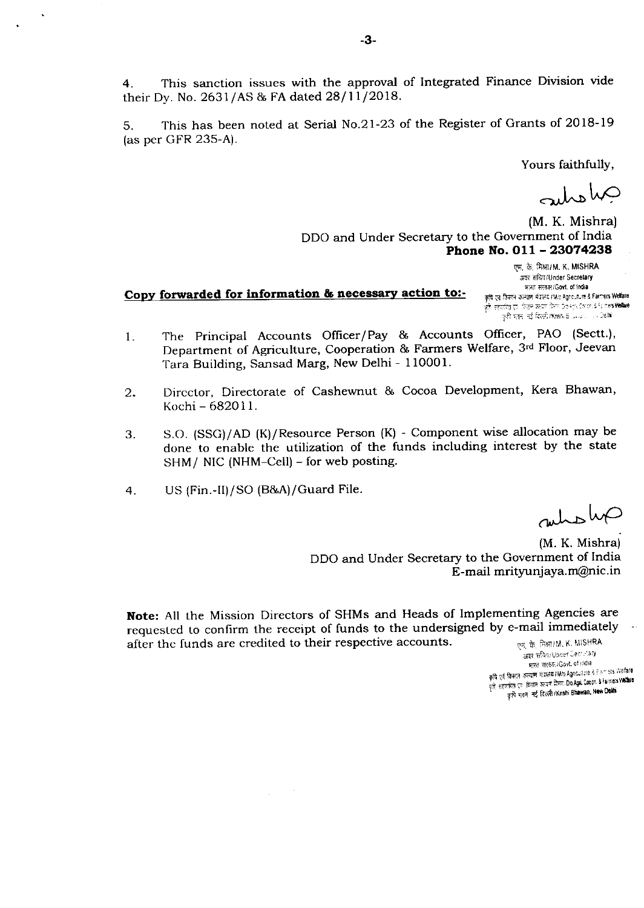4. This sanction issues with the approval of Integrated Finance Division vide their Dy. No. 2631/AS & FA dated 28/11/2018.

5. This has been noted at Serial No.21-23 of the Register of Grants of 2018-19 (as per GFR 235-A).

Yours faithfully,

(M. K. Mishra)
DDO and Under Secretary to the Government of India
**Phone No. 011 – 23074238**

एम. के. मिश्रा/M. K. MISHRA
अवर सचिव/Under Secretary
भारत सरकार/Govt. of India
कृषि एवं किसान कल्याण मंत्रालय/M/o Agriculture & Farmers Welfare
कृषि सहकारिता एवं किसान कल्याण विभाग/D/o Agri. Coopn. & Farmers Welfare
कृषि भवन, नई दिल्ली/Krishi Bhawan, New Delhi

**Copy forwarded for information & necessary action to:-**

1. The Principal Accounts Officer/Pay & Accounts Officer, PAO (Sectt.), Department of Agriculture, Cooperation & Farmers Welfare, 3rd Floor, Jeevan Tara Building, Sansad Marg, New Delhi - 110001.

2. Director, Directorate of Cashewnut & Cocoa Development, Kera Bhawan, Kochi – 682011.

3. S.O. (SSG)/AD (K)/Resource Person (K) - Component wise allocation may be done to enable the utilization of the funds including interest by the state SHM/ NIC (NHM-Cell) – for web posting.

4. US (Fin.-II)/SO (B&A)/Guard File.

(M. K. Mishra)
DDO and Under Secretary to the Government of India
E-mail mrityunjaya.m@nic.in

**Note:** All the Mission Directors of SHMs and Heads of Implementing Agencies are requested to confirm the receipt of funds to the undersigned by e-mail immediately after the funds are credited to their respective accounts.

एम. के. मिश्रा/M. K. MISHRA
अवर सचिव/Under Secretary
भारत सरकार/Govt. of India
कृषि एवं किसान कल्याण मंत्रालय/M/o Agriculture & Farmers Welfare
कृषि सहकारिता एवं किसान कल्याण विभाग/D/o Agri. Coopn. & Farmers Welfare
कृषि भवन, नई दिल्ली/Krishi Bhawan, New Delhi